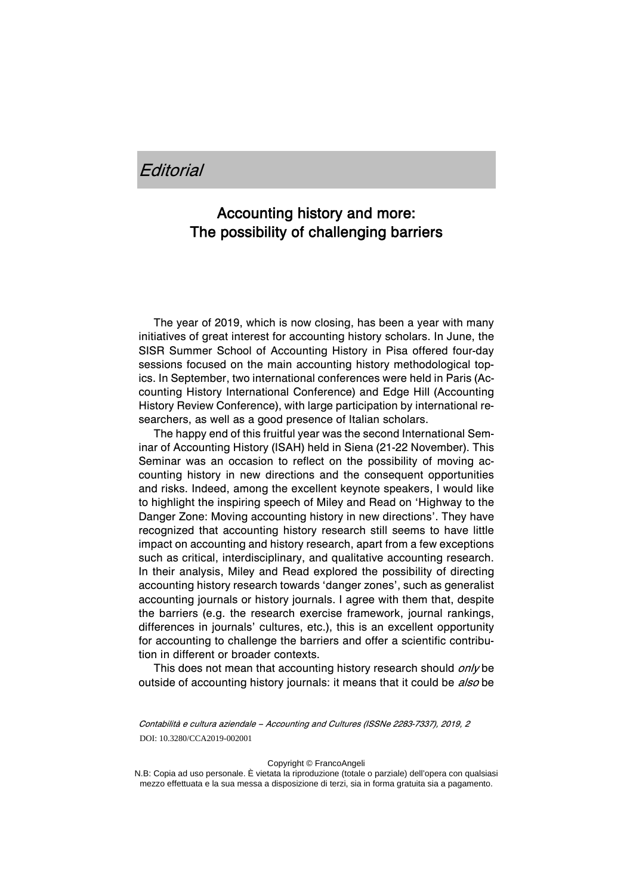*Editorial*

# Accounting history and more: The possibility of challenging barriers

The year of 2019, which is now closing, has been a year with many initiatives of great interest for accounting history scholars. In June, the SISR Summer School of Accounting History in Pisa offered four-day sessions focused on the main accounting history methodological topics. In September, two international conferences were held in Paris (Accounting History International Conference) and Edge Hill (Accounting History Review Conference), with large participation by international researchers, as well as a good presence of Italian scholars.

The happy end of this fruitful year was the second International Seminar of Accounting History (ISAH) held in Siena (21-22 November). This Seminar was an occasion to reflect on the possibility of moving accounting history in new directions and the consequent opportunities and risks. Indeed, among the excellent keynote speakers, I would like to highlight the inspiring speech of Miley and Read on 'Highway to the Danger Zone: Moving accounting history in new directions'. They have recognized that accounting history research still seems to have little impact on accounting and history research, apart from a few exceptions such as critical, interdisciplinary, and qualitative accounting research. In their analysis, Miley and Read explored the possibility of directing accounting history research towards 'danger zones', such as generalist accounting journals or history journals. I agree with them that, despite the barriers (e.g. the research exercise framework, journal rankings, differences in journals' cultures, etc.), this is an excellent opportunity for accounting to challenge the barriers and offer a scientific contribution in different or broader contexts.

This does not mean that accounting history research should *only* be outside of accounting history journals: it means that it could be *also* be

*Contabilità e cultura aziendale – Accounting and Cultures (ISSNe 2283-7337), 2019, 2*
DOI: 10.3280/CCA2019-002001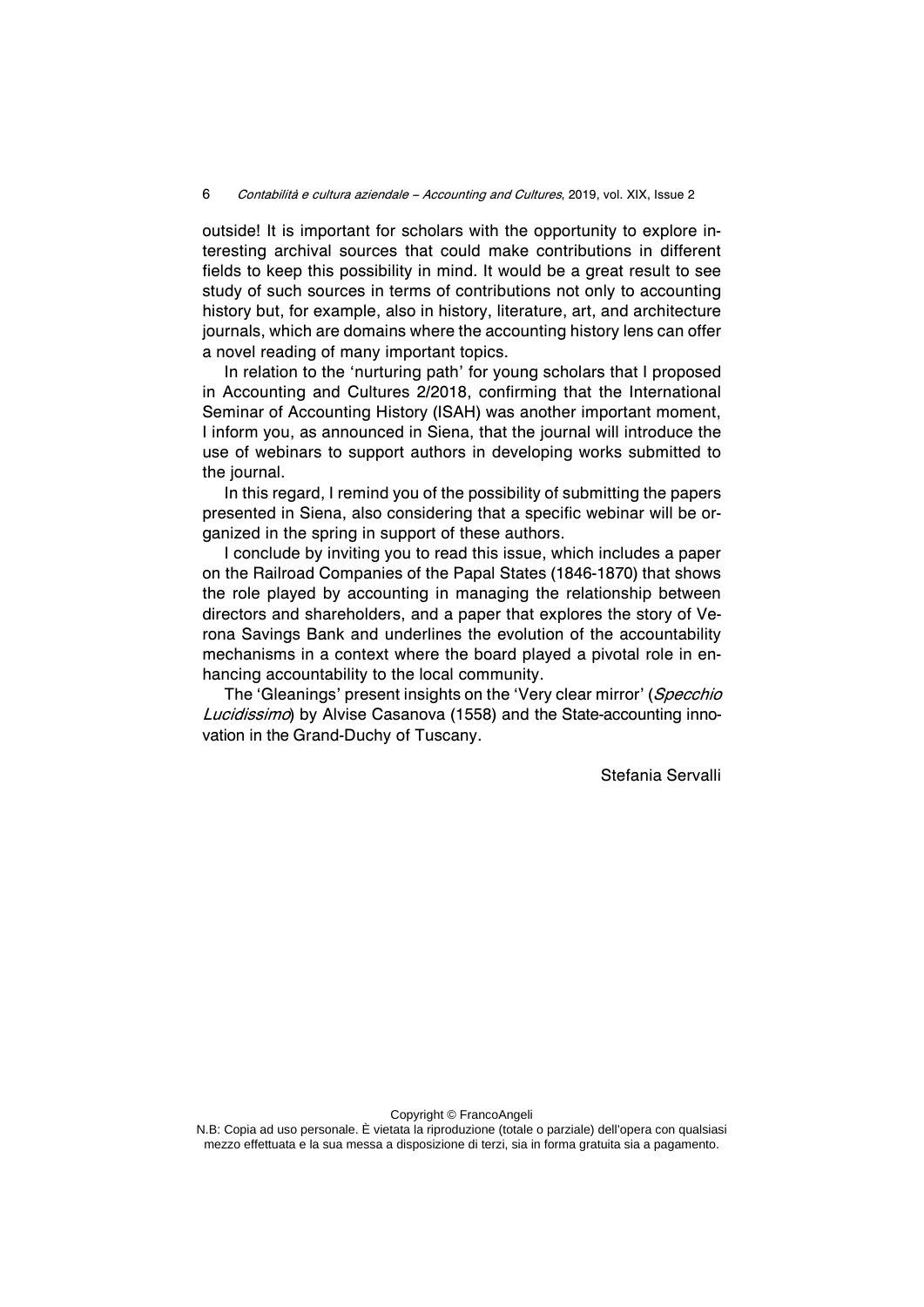outside! It is important for scholars with the opportunity to explore interesting archival sources that could make contributions in different fields to keep this possibility in mind. It would be a great result to see study of such sources in terms of contributions not only to accounting history but, for example, also in history, literature, art, and architecture journals, which are domains where the accounting history lens can offer a novel reading of many important topics.

In relation to the 'nurturing path' for young scholars that I proposed in Accounting and Cultures 2/2018, confirming that the International Seminar of Accounting History (ISAH) was another important moment, I inform you, as announced in Siena, that the journal will introduce the use of webinars to support authors in developing works submitted to the journal.

In this regard, I remind you of the possibility of submitting the papers presented in Siena, also considering that a specific webinar will be organized in the spring in support of these authors.

I conclude by inviting you to read this issue, which includes a paper on the Railroad Companies of the Papal States (1846-1870) that shows the role played by accounting in managing the relationship between directors and shareholders, and a paper that explores the story of Verona Savings Bank and underlines the evolution of the accountability mechanisms in a context where the board played a pivotal role in enhancing accountability to the local community.

The 'Gleanings' present insights on the 'Very clear mirror' (*Specchio Lucidissimo*) by Alvise Casanova (1558) and the State-accounting innovation in the Grand-Duchy of Tuscany.

Stefania Servalli